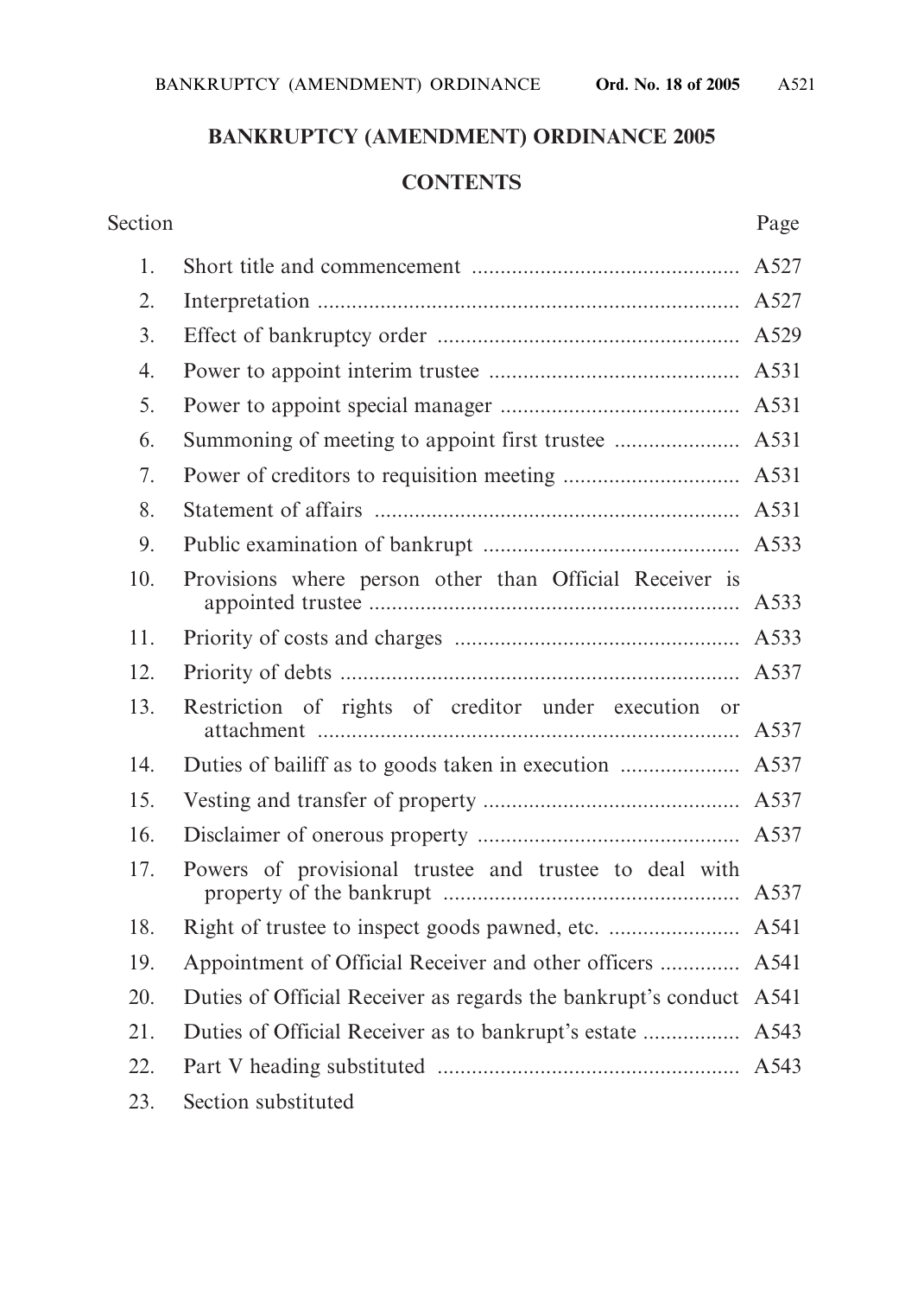## BANKRUPTCY (AMENDMENT) ORDINANCE 2005

### CONTENTS

| Section | | Page |
|---|---|---|
| 1. | Short title and commencement | A527 |
| 2. | Interpretation | A527 |
| 3. | Effect of bankruptcy order | A529 |
| 4. | Power to appoint interim trustee | A531 |
| 5. | Power to appoint special manager | A531 |
| 6. | Summoning of meeting to appoint first trustee | A531 |
| 7. | Power of creditors to requisition meeting | A531 |
| 8. | Statement of affairs | A531 |
| 9. | Public examination of bankrupt | A533 |
| 10. | Provisions where person other than Official Receiver is appointed trustee | A533 |
| 11. | Priority of costs and charges | A533 |
| 12. | Priority of debts | A537 |
| 13. | Restriction of rights of creditor under execution or attachment | A537 |
| 14. | Duties of bailiff as to goods taken in execution | A537 |
| 15. | Vesting and transfer of property | A537 |
| 16. | Disclaimer of onerous property | A537 |
| 17. | Powers of provisional trustee and trustee to deal with property of the bankrupt | A537 |
| 18. | Right of trustee to inspect goods pawned, etc. | A541 |
| 19. | Appointment of Official Receiver and other officers | A541 |
| 20. | Duties of Official Receiver as regards the bankrupt's conduct | A541 |
| 21. | Duties of Official Receiver as to bankrupt's estate | A543 |
| 22. | Part V heading substituted | A543 |
| 23. | Section substituted | |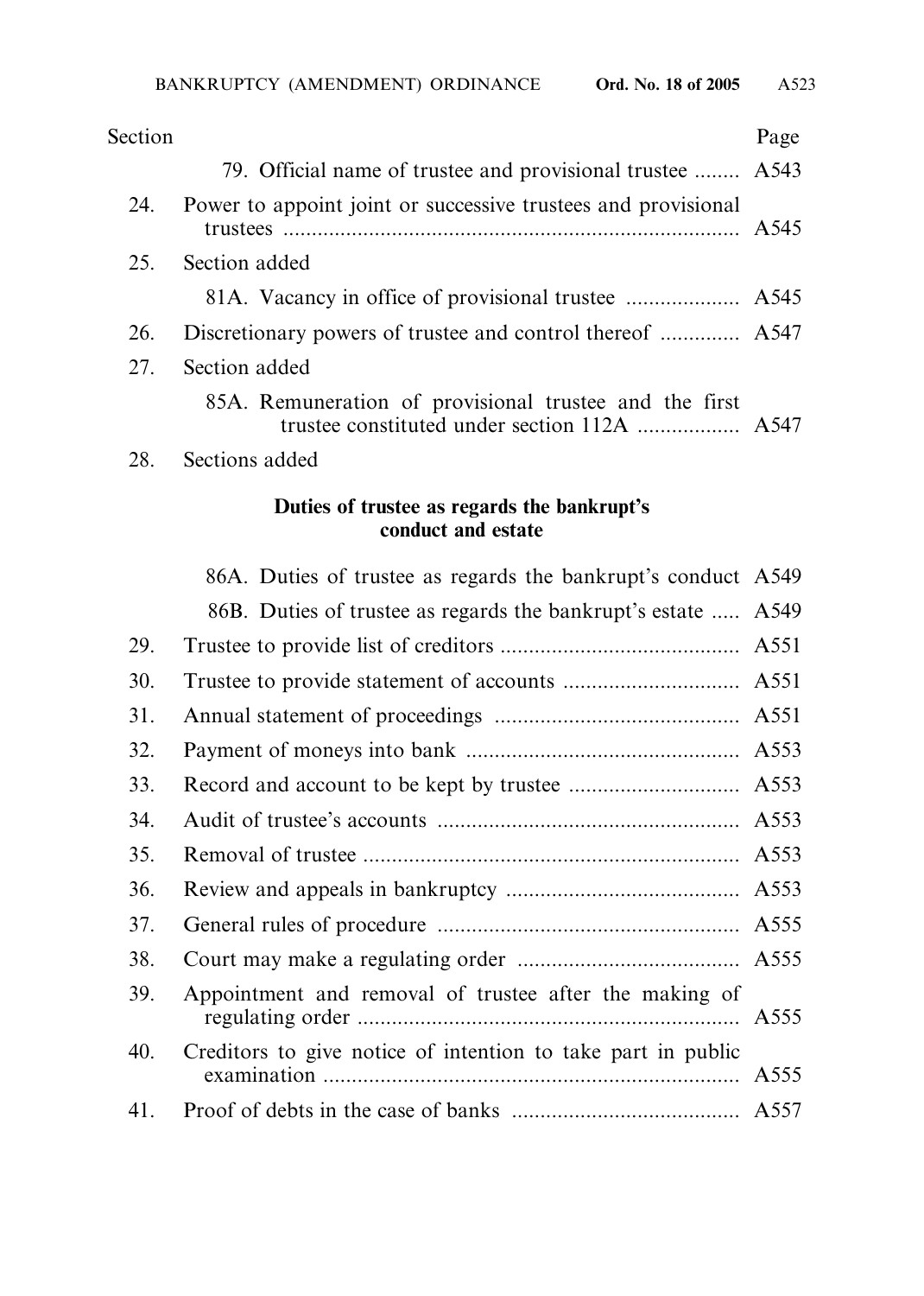| Section | | Page |
|---|---|---|
| | 79. Official name of trustee and provisional trustee ........ | A543 |
| 24. | Power to appoint joint or successive trustees and provisional trustees ................................................................................ | A545 |
| 25. | Section added | |
| | 81A. Vacancy in office of provisional trustee .................... | A545 |
| 26. | Discretionary powers of trustee and control thereof .............. | A547 |
| 27. | Section added | |
| | 85A. Remuneration of provisional trustee and the first trustee constituted under section 112A .................. | A547 |
| 28. | Sections added | |

**Duties of trustee as regards the bankrupt's conduct and estate**

| | | |
|---|---|---|
| | 86A. Duties of trustee as regards the bankrupt's conduct | A549 |
| | 86B. Duties of trustee as regards the bankrupt's estate ..... | A549 |
| 29. | Trustee to provide list of creditors .......................................... | A551 |
| 30. | Trustee to provide statement of accounts ............................... | A551 |
| 31. | Annual statement of proceedings ........................................... | A551 |
| 32. | Payment of moneys into bank ................................................ | A553 |
| 33. | Record and account to be kept by trustee .............................. | A553 |
| 34. | Audit of trustee's accounts ..................................................... | A553 |
| 35. | Removal of trustee .................................................................. | A553 |
| 36. | Review and appeals in bankruptcy ......................................... | A553 |
| 37. | General rules of procedure ..................................................... | A555 |
| 38. | Court may make a regulating order ....................................... | A555 |
| 39. | Appointment and removal of trustee after the making of regulating order ................................................................... | A555 |
| 40. | Creditors to give notice of intention to take part in public examination ......................................................................... | A555 |
| 41. | Proof of debts in the case of banks ........................................ | A557 |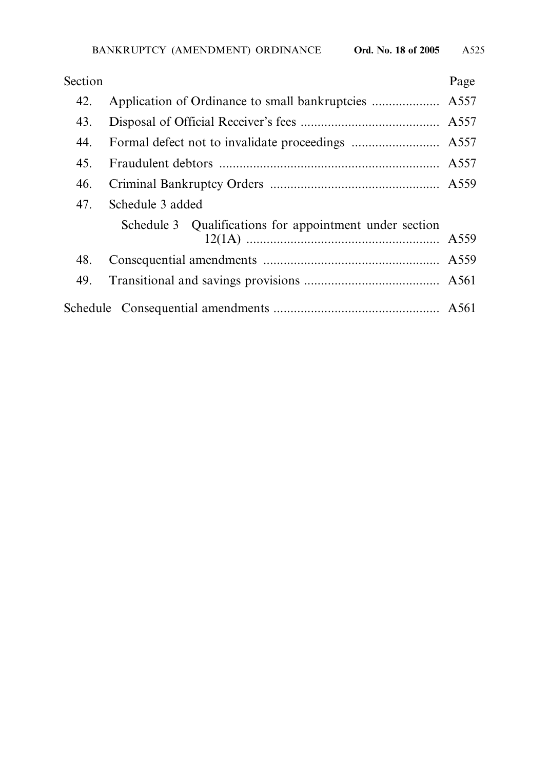| Section | | Page |
|---|---|---|
| 42. | Application of Ordinance to small bankruptcies | A557 |
| 43. | Disposal of Official Receiver's fees | A557 |
| 44. | Formal defect not to invalidate proceedings | A557 |
| 45. | Fraudulent debtors | A557 |
| 46. | Criminal Bankruptcy Orders | A559 |
| 47. | Schedule 3 added | |
| | Schedule 3 Qualifications for appointment under section 12(1A) | A559 |
| 48. | Consequential amendments | A559 |
| 49. | Transitional and savings provisions | A561 |
| Schedule | Consequential amendments | A561 |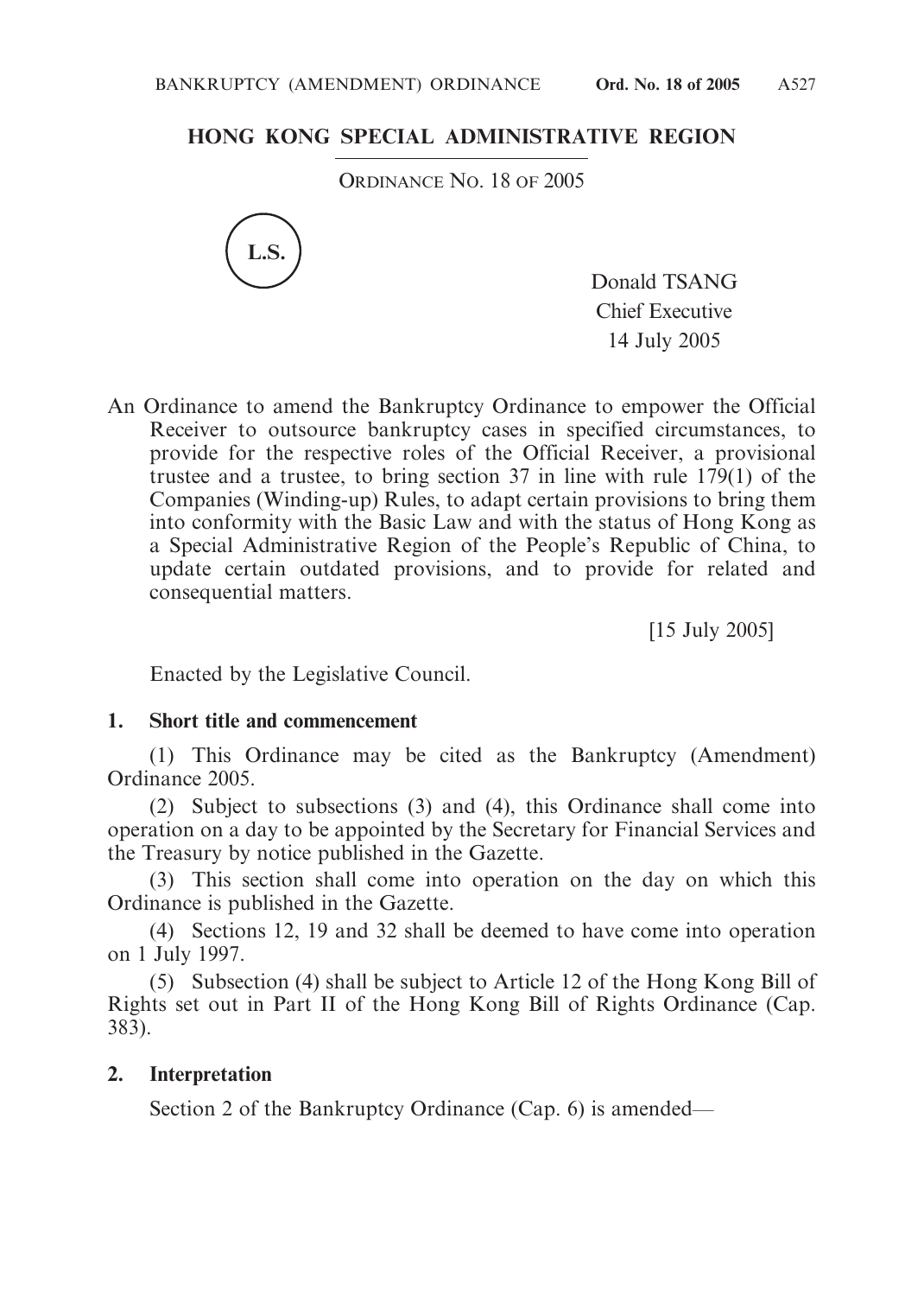## HONG KONG SPECIAL ADMINISTRATIVE REGION

ORDINANCE NO. 18 OF 2005

L.S.

Donald TSANG
Chief Executive
14 July 2005

An Ordinance to amend the Bankruptcy Ordinance to empower the Official Receiver to outsource bankruptcy cases in specified circumstances, to provide for the respective roles of the Official Receiver, a provisional trustee and a trustee, to bring section 37 in line with rule 179(1) of the Companies (Winding-up) Rules, to adapt certain provisions to bring them into conformity with the Basic Law and with the status of Hong Kong as a Special Administrative Region of the People's Republic of China, to update certain outdated provisions, and to provide for related and consequential matters.

[15 July 2005]

Enacted by the Legislative Council.

**1. Short title and commencement**

(1) This Ordinance may be cited as the Bankruptcy (Amendment) Ordinance 2005.

(2) Subject to subsections (3) and (4), this Ordinance shall come into operation on a day to be appointed by the Secretary for Financial Services and the Treasury by notice published in the Gazette.

(3) This section shall come into operation on the day on which this Ordinance is published in the Gazette.

(4) Sections 12, 19 and 32 shall be deemed to have come into operation on 1 July 1997.

(5) Subsection (4) shall be subject to Article 12 of the Hong Kong Bill of Rights set out in Part II of the Hong Kong Bill of Rights Ordinance (Cap. 383).

**2. Interpretation**

Section 2 of the Bankruptcy Ordinance (Cap. 6) is amended—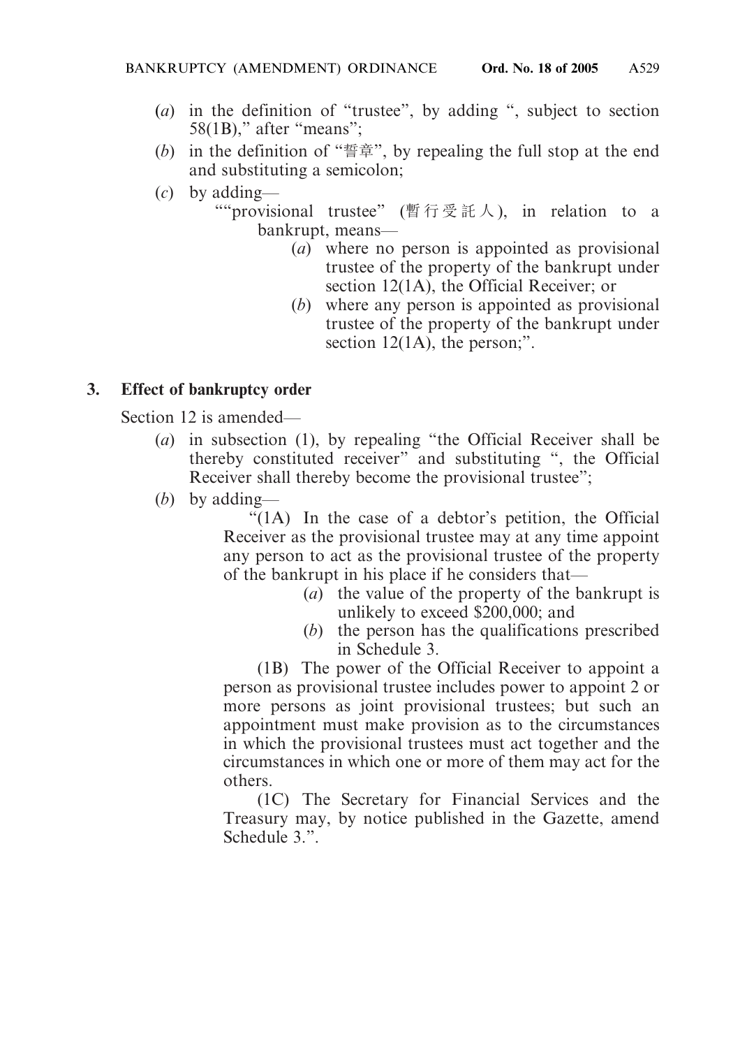(*a*) in the definition of "trustee", by adding ", subject to section 58(1B)," after "means";

(*b*) in the definition of "誓章", by repealing the full stop at the end and substituting a semicolon;

(*c*) by adding—

""provisional trustee" (暫行受託人), in relation to a bankrupt, means—

(*a*) where no person is appointed as provisional trustee of the property of the bankrupt under section 12(1A), the Official Receiver; or

(*b*) where any person is appointed as provisional trustee of the property of the bankrupt under section 12(1A), the person;".

### 3. Effect of bankruptcy order

Section 12 is amended—

(*a*) in subsection (1), by repealing "the Official Receiver shall be thereby constituted receiver" and substituting ", the Official Receiver shall thereby become the provisional trustee";

(*b*) by adding—

"(1A) In the case of a debtor's petition, the Official Receiver as the provisional trustee may at any time appoint any person to act as the provisional trustee of the property of the bankrupt in his place if he considers that—

(*a*) the value of the property of the bankrupt is unlikely to exceed $200,000; and

(*b*) the person has the qualifications prescribed in Schedule 3.

(1B) The power of the Official Receiver to appoint a person as provisional trustee includes power to appoint 2 or more persons as joint provisional trustees; but such an appointment must make provision as to the circumstances in which the provisional trustees must act together and the circumstances in which one or more of them may act for the others.

(1C) The Secretary for Financial Services and the Treasury may, by notice published in the Gazette, amend Schedule 3.".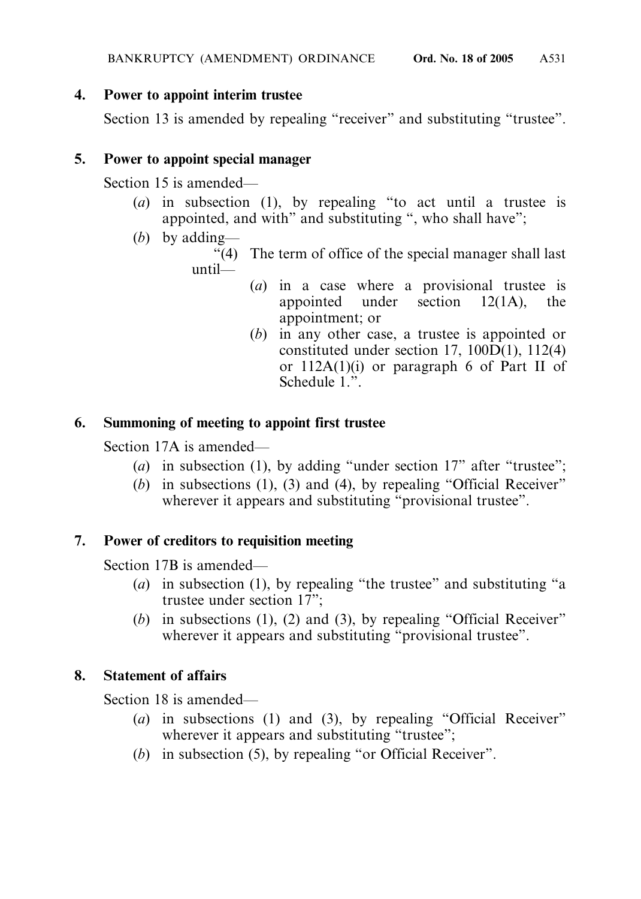**4. Power to appoint interim trustee**

Section 13 is amended by repealing “receiver” and substituting “trustee”.

**5. Power to appoint special manager**

Section 15 is amended—

- (*a*) in subsection (1), by repealing “to act until a trustee is appointed, and with” and substituting “, who shall have”;
- (*b*) by adding—

  “(4) The term of office of the special manager shall last until—

  - (*a*) in a case where a provisional trustee is appointed under section 12(1A), the appointment; or
  - (*b*) in any other case, a trustee is appointed or constituted under section 17, 100D(1), 112(4) or 112A(1)(i) or paragraph 6 of Part II of Schedule 1.”.

**6. Summoning of meeting to appoint first trustee**

Section 17A is amended—

- (*a*) in subsection (1), by adding “under section 17” after “trustee”;
- (*b*) in subsections (1), (3) and (4), by repealing “Official Receiver” wherever it appears and substituting “provisional trustee”.

**7. Power of creditors to requisition meeting**

Section 17B is amended—

- (*a*) in subsection (1), by repealing “the trustee” and substituting “a trustee under section 17”;
- (*b*) in subsections (1), (2) and (3), by repealing “Official Receiver” wherever it appears and substituting “provisional trustee”.

**8. Statement of affairs**

Section 18 is amended—

- (*a*) in subsections (1) and (3), by repealing “Official Receiver” wherever it appears and substituting “trustee”;
- (*b*) in subsection (5), by repealing “or Official Receiver”.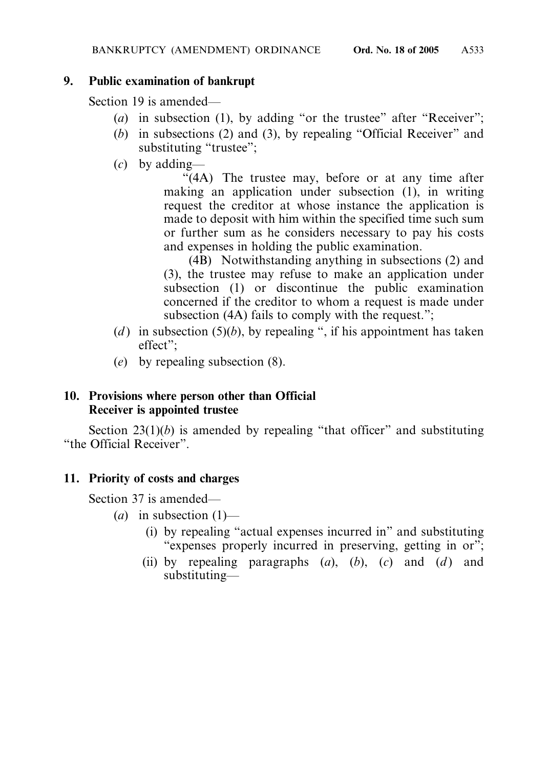**9. Public examination of bankrupt**

Section 19 is amended—

(*a*) in subsection (1), by adding "or the trustee" after "Receiver";

(*b*) in subsections (2) and (3), by repealing "Official Receiver" and substituting "trustee";

(*c*) by adding—

"(4A) The trustee may, before or at any time after making an application under subsection (1), in writing request the creditor at whose instance the application is made to deposit with him within the specified time such sum or further sum as he considers necessary to pay his costs and expenses in holding the public examination.

(4B) Notwithstanding anything in subsections (2) and (3), the trustee may refuse to make an application under subsection (1) or discontinue the public examination concerned if the creditor to whom a request is made under subsection (4A) fails to comply with the request.";

(*d*) in subsection (5)(*b*), by repealing ", if his appointment has taken effect";

(*e*) by repealing subsection (8).

**10. Provisions where person other than Official Receiver is appointed trustee**

Section 23(1)(*b*) is amended by repealing "that officer" and substituting "the Official Receiver".

**11. Priority of costs and charges**

Section 37 is amended—

(*a*) in subsection (1)—

(i) by repealing "actual expenses incurred in" and substituting "expenses properly incurred in preserving, getting in or";

(ii) by repealing paragraphs (*a*), (*b*), (*c*) and (*d*) and substituting—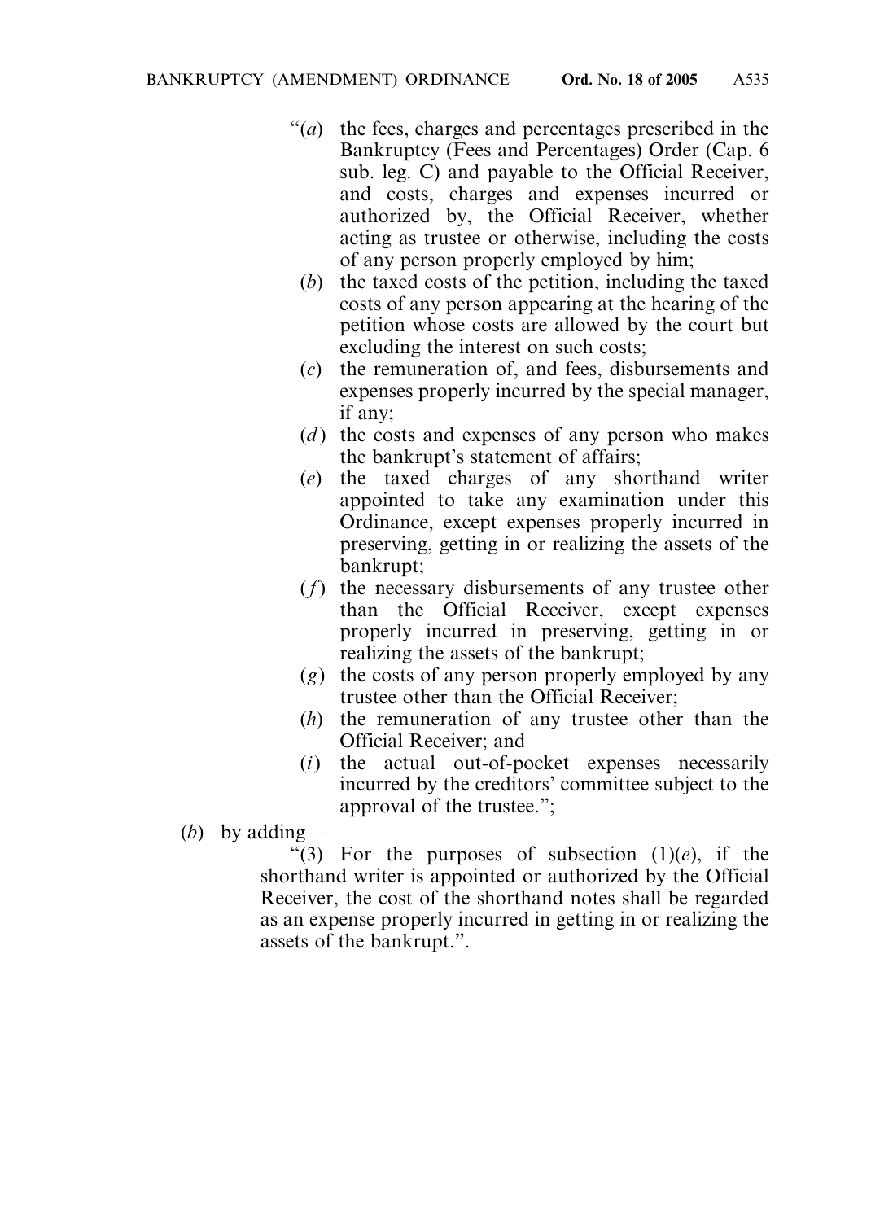"(*a*) the fees, charges and percentages prescribed in the Bankruptcy (Fees and Percentages) Order (Cap. 6 sub. leg. C) and payable to the Official Receiver, and costs, charges and expenses incurred or authorized by, the Official Receiver, whether acting as trustee or otherwise, including the costs of any person properly employed by him;

(*b*) the taxed costs of the petition, including the taxed costs of any person appearing at the hearing of the petition whose costs are allowed by the court but excluding the interest on such costs;

(*c*) the remuneration of, and fees, disbursements and expenses properly incurred by the special manager, if any;

(*d*) the costs and expenses of any person who makes the bankrupt's statement of affairs;

(*e*) the taxed charges of any shorthand writer appointed to take any examination under this Ordinance, except expenses properly incurred in preserving, getting in or realizing the assets of the bankrupt;

(*f*) the necessary disbursements of any trustee other than the Official Receiver, except expenses properly incurred in preserving, getting in or realizing the assets of the bankrupt;

(*g*) the costs of any person properly employed by any trustee other than the Official Receiver;

(*h*) the remuneration of any trustee other than the Official Receiver; and

(*i*) the actual out-of-pocket expenses necessarily incurred by the creditors' committee subject to the approval of the trustee.";

(*b*) by adding—

"(3) For the purposes of subsection (1)(*e*), if the shorthand writer is appointed or authorized by the Official Receiver, the cost of the shorthand notes shall be regarded as an expense properly incurred in getting in or realizing the assets of the bankrupt.".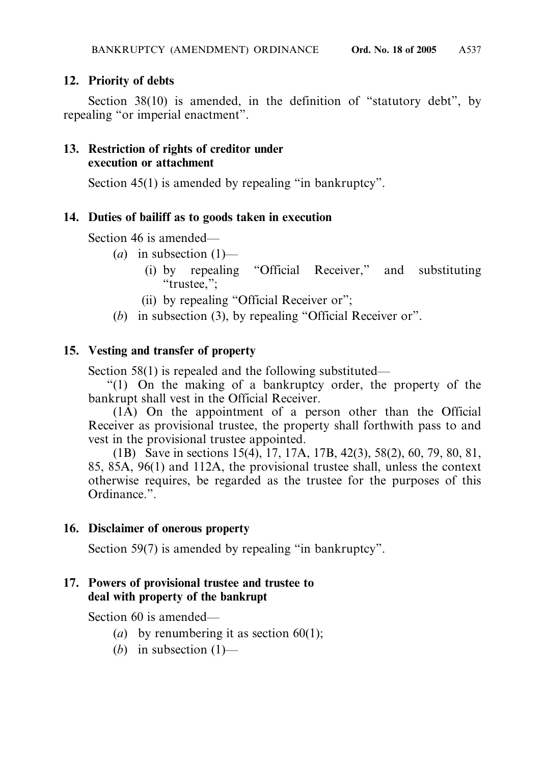### 12. Priority of debts

Section 38(10) is amended, in the definition of "statutory debt", by repealing "or imperial enactment".

### 13. Restriction of rights of creditor under execution or attachment

Section 45(1) is amended by repealing "in bankruptcy".

### 14. Duties of bailiff as to goods taken in execution

Section 46 is amended—

- (*a*) in subsection (1)—
  - (i) by repealing "Official Receiver," and substituting "trustee,";
  - (ii) by repealing "Official Receiver or";
- (*b*) in subsection (3), by repealing "Official Receiver or".

### 15. Vesting and transfer of property

Section 58(1) is repealed and the following substituted—

"(1) On the making of a bankruptcy order, the property of the bankrupt shall vest in the Official Receiver.

(1A) On the appointment of a person other than the Official Receiver as provisional trustee, the property shall forthwith pass to and vest in the provisional trustee appointed.

(1B) Save in sections 15(4), 17, 17A, 17B, 42(3), 58(2), 60, 79, 80, 81, 85, 85A, 96(1) and 112A, the provisional trustee shall, unless the context otherwise requires, be regarded as the trustee for the purposes of this Ordinance.".

### 16. Disclaimer of onerous property

Section 59(7) is amended by repealing "in bankruptcy".

### 17. Powers of provisional trustee and trustee to deal with property of the bankrupt

Section 60 is amended—

- (*a*) by renumbering it as section 60(1);
- (*b*) in subsection (1)—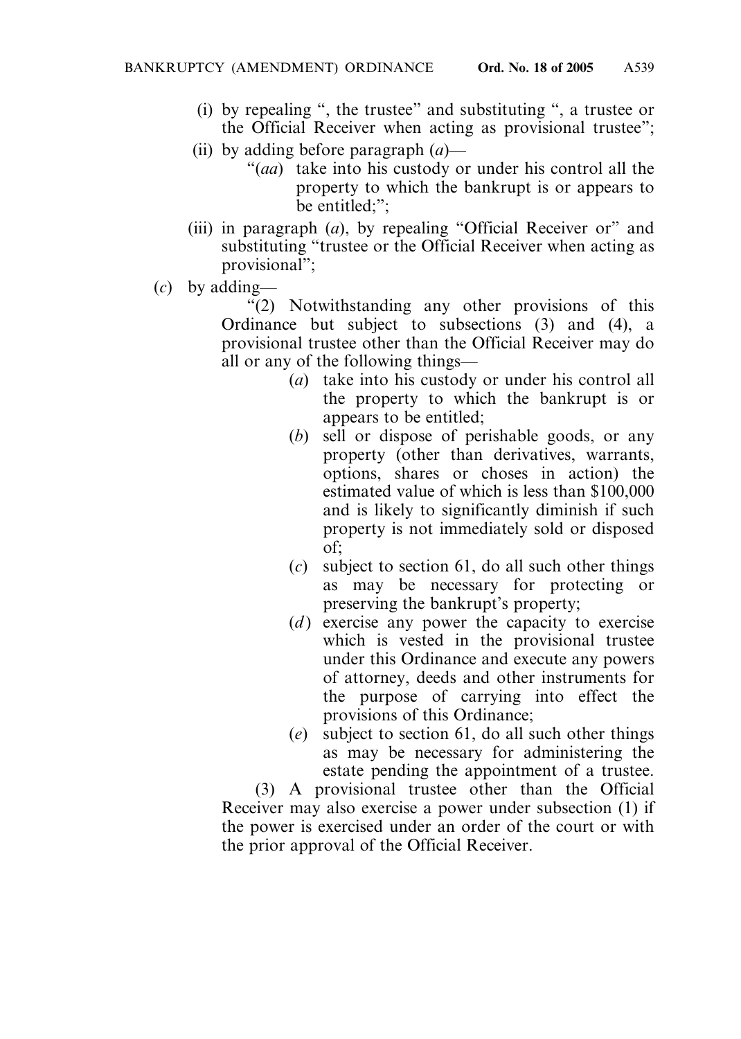(i) by repealing ", the trustee" and substituting ", a trustee or the Official Receiver when acting as provisional trustee";

(ii) by adding before paragraph (*a*)—

"(*aa*) take into his custody or under his control all the property to which the bankrupt is or appears to be entitled;";

(iii) in paragraph (*a*), by repealing "Official Receiver or" and substituting "trustee or the Official Receiver when acting as provisional";

(*c*) by adding—

"(2) Notwithstanding any other provisions of this Ordinance but subject to subsections (3) and (4), a provisional trustee other than the Official Receiver may do all or any of the following things—

(*a*) take into his custody or under his control all the property to which the bankrupt is or appears to be entitled;

(*b*) sell or dispose of perishable goods, or any property (other than derivatives, warrants, options, shares or choses in action) the estimated value of which is less than $100,000 and is likely to significantly diminish if such property is not immediately sold or disposed of;

(*c*) subject to section 61, do all such other things as may be necessary for protecting or preserving the bankrupt's property;

(*d*) exercise any power the capacity to exercise which is vested in the provisional trustee under this Ordinance and execute any powers of attorney, deeds and other instruments for the purpose of carrying into effect the provisions of this Ordinance;

(*e*) subject to section 61, do all such other things as may be necessary for administering the estate pending the appointment of a trustee.

(3) A provisional trustee other than the Official Receiver may also exercise a power under subsection (1) if the power is exercised under an order of the court or with the prior approval of the Official Receiver.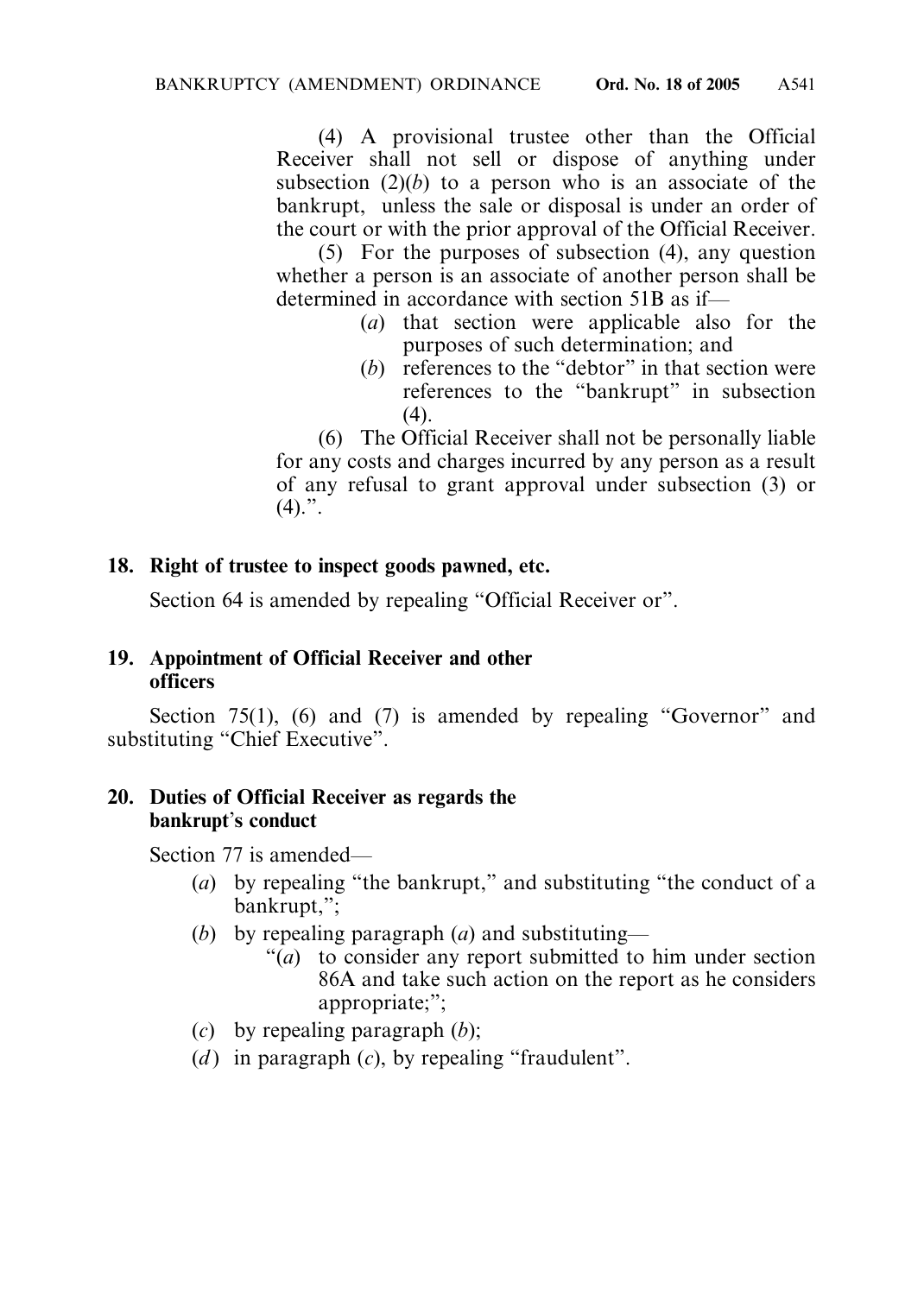(4) A provisional trustee other than the Official Receiver shall not sell or dispose of anything under subsection (2)(*b*) to a person who is an associate of the bankrupt, unless the sale or disposal is under an order of the court or with the prior approval of the Official Receiver.

(5) For the purposes of subsection (4), any question whether a person is an associate of another person shall be determined in accordance with section 51B as if—

- (*a*) that section were applicable also for the purposes of such determination; and
- (*b*) references to the "debtor" in that section were references to the "bankrupt" in subsection (4).

(6) The Official Receiver shall not be personally liable for any costs and charges incurred by any person as a result of any refusal to grant approval under subsection (3) or (4).".

**18. Right of trustee to inspect goods pawned, etc.**

Section 64 is amended by repealing "Official Receiver or".

**19. Appointment of Official Receiver and other officers**

Section 75(1), (6) and (7) is amended by repealing "Governor" and substituting "Chief Executive".

**20. Duties of Official Receiver as regards the bankrupt's conduct**

Section 77 is amended—

- (*a*) by repealing "the bankrupt," and substituting "the conduct of a bankrupt,";
- (*b*) by repealing paragraph (*a*) and substituting—
  - "(*a*) to consider any report submitted to him under section 86A and take such action on the report as he considers appropriate;";
- (*c*) by repealing paragraph (*b*);
- (*d*) in paragraph (*c*), by repealing "fraudulent".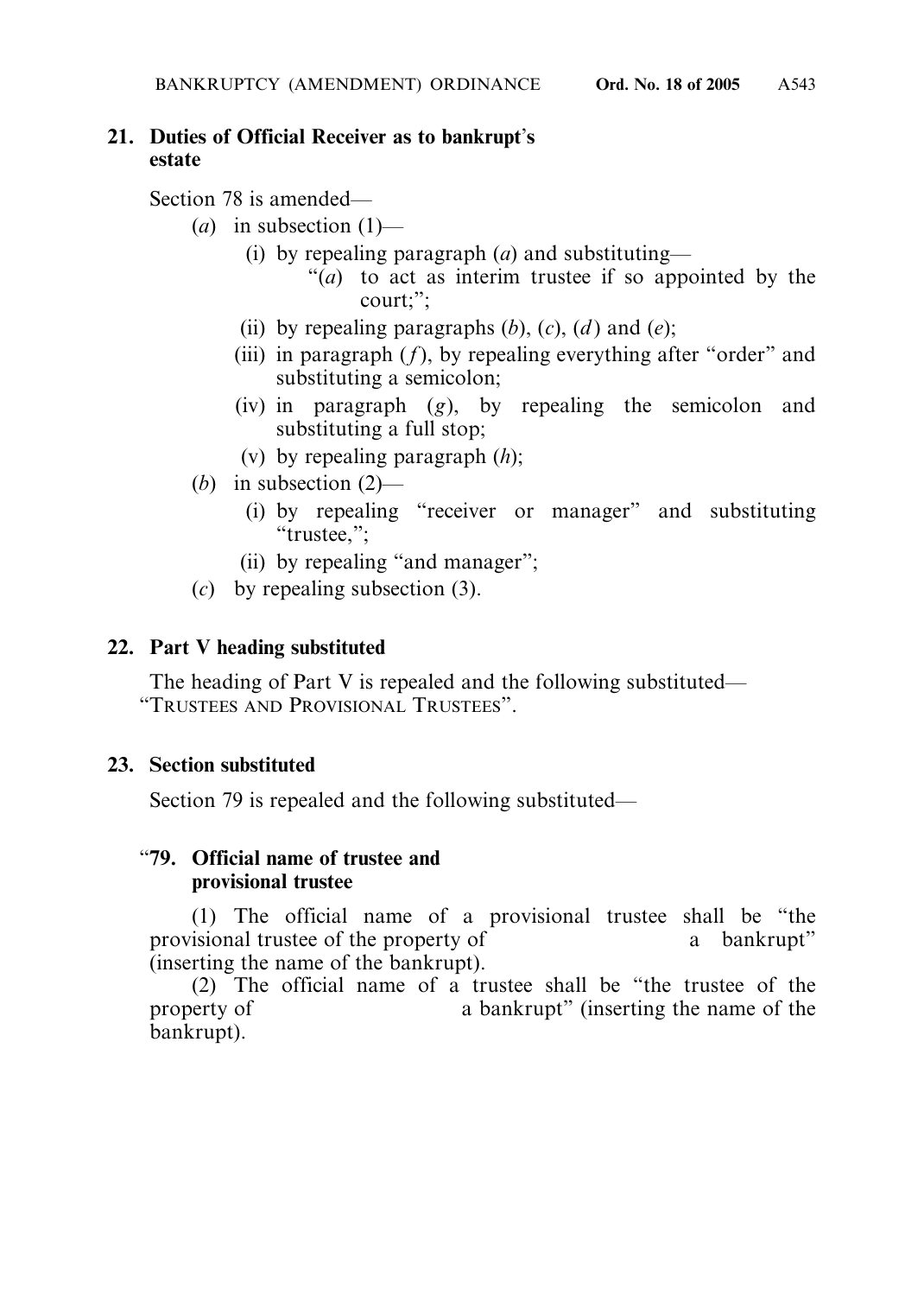## 21. Duties of Official Receiver as to bankrupt's estate

Section 78 is amended—

(*a*) in subsection (1)—

(i) by repealing paragraph (*a*) and substituting—

"(*a*) to act as interim trustee if so appointed by the court;";

(ii) by repealing paragraphs (*b*), (*c*), (*d*) and (*e*);

(iii) in paragraph (*f*), by repealing everything after "order" and substituting a semicolon;

(iv) in paragraph (*g*), by repealing the semicolon and substituting a full stop;

(v) by repealing paragraph (*h*);

(*b*) in subsection (2)—

(i) by repealing "receiver or manager" and substituting "trustee,";

(ii) by repealing "and manager";

(*c*) by repealing subsection (3).

## 22. Part V heading substituted

The heading of Part V is repealed and the following substituted—
"TRUSTEES AND PROVISIONAL TRUSTEES".

## 23. Section substituted

Section 79 is repealed and the following substituted—

### "79. Official name of trustee and provisional trustee

(1) The official name of a provisional trustee shall be "the provisional trustee of the property of a bankrupt" (inserting the name of the bankrupt).

(2) The official name of a trustee shall be "the trustee of the property of a bankrupt" (inserting the name of the bankrupt).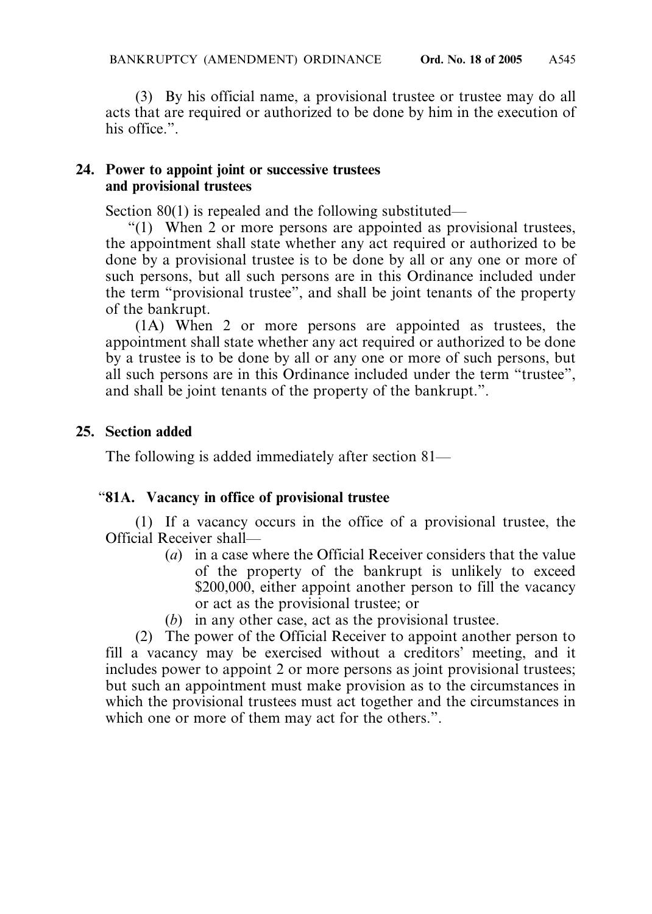(3) By his official name, a provisional trustee or trustee may do all acts that are required or authorized to be done by him in the execution of his office.".

**24. Power to appoint joint or successive trustees and provisional trustees**

Section 80(1) is repealed and the following substituted—

"(1) When 2 or more persons are appointed as provisional trustees, the appointment shall state whether any act required or authorized to be done by a provisional trustee is to be done by all or any one or more of such persons, but all such persons are in this Ordinance included under the term "provisional trustee", and shall be joint tenants of the property of the bankrupt.

(1A) When 2 or more persons are appointed as trustees, the appointment shall state whether any act required or authorized to be done by a trustee is to be done by all or any one or more of such persons, but all such persons are in this Ordinance included under the term "trustee", and shall be joint tenants of the property of the bankrupt.".

**25. Section added**

The following is added immediately after section 81—

"**81A. Vacancy in office of provisional trustee**

(1) If a vacancy occurs in the office of a provisional trustee, the Official Receiver shall—

(*a*) in a case where the Official Receiver considers that the value of the property of the bankrupt is unlikely to exceed $200,000, either appoint another person to fill the vacancy or act as the provisional trustee; or

(*b*) in any other case, act as the provisional trustee.

(2) The power of the Official Receiver to appoint another person to fill a vacancy may be exercised without a creditors' meeting, and it includes power to appoint 2 or more persons as joint provisional trustees; but such an appointment must make provision as to the circumstances in which the provisional trustees must act together and the circumstances in which one or more of them may act for the others.".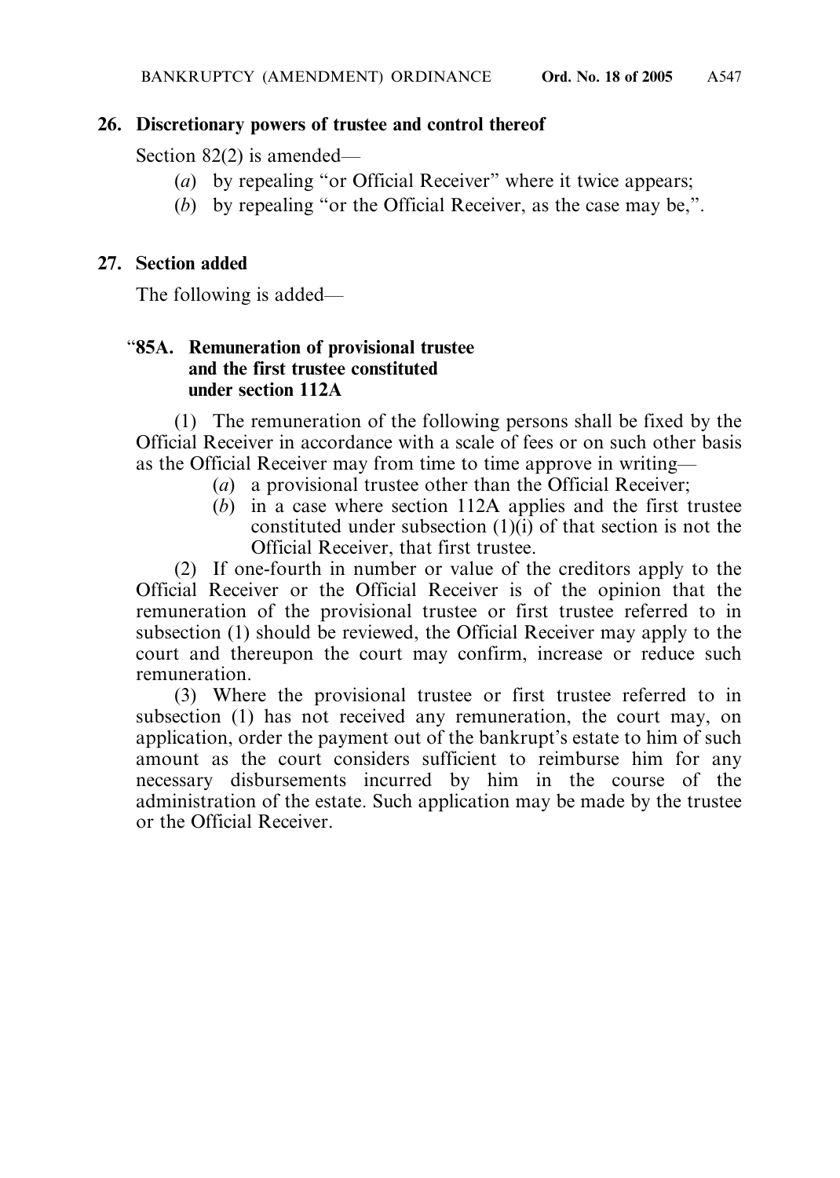**26. Discretionary powers of trustee and control thereof**

Section 82(2) is amended—

(*a*) by repealing "or Official Receiver" where it twice appears;

(*b*) by repealing "or the Official Receiver, as the case may be,".

**27. Section added**

The following is added—

"**85A. Remuneration of provisional trustee and the first trustee constituted under section 112A**

(1) The remuneration of the following persons shall be fixed by the Official Receiver in accordance with a scale of fees or on such other basis as the Official Receiver may from time to time approve in writing—

(*a*) a provisional trustee other than the Official Receiver;

(*b*) in a case where section 112A applies and the first trustee constituted under subsection (1)(i) of that section is not the Official Receiver, that first trustee.

(2) If one-fourth in number or value of the creditors apply to the Official Receiver or the Official Receiver is of the opinion that the remuneration of the provisional trustee or first trustee referred to in subsection (1) should be reviewed, the Official Receiver may apply to the court and thereupon the court may confirm, increase or reduce such remuneration.

(3) Where the provisional trustee or first trustee referred to in subsection (1) has not received any remuneration, the court may, on application, order the payment out of the bankrupt's estate to him of such amount as the court considers sufficient to reimburse him for any necessary disbursements incurred by him in the course of the administration of the estate. Such application may be made by the trustee or the Official Receiver.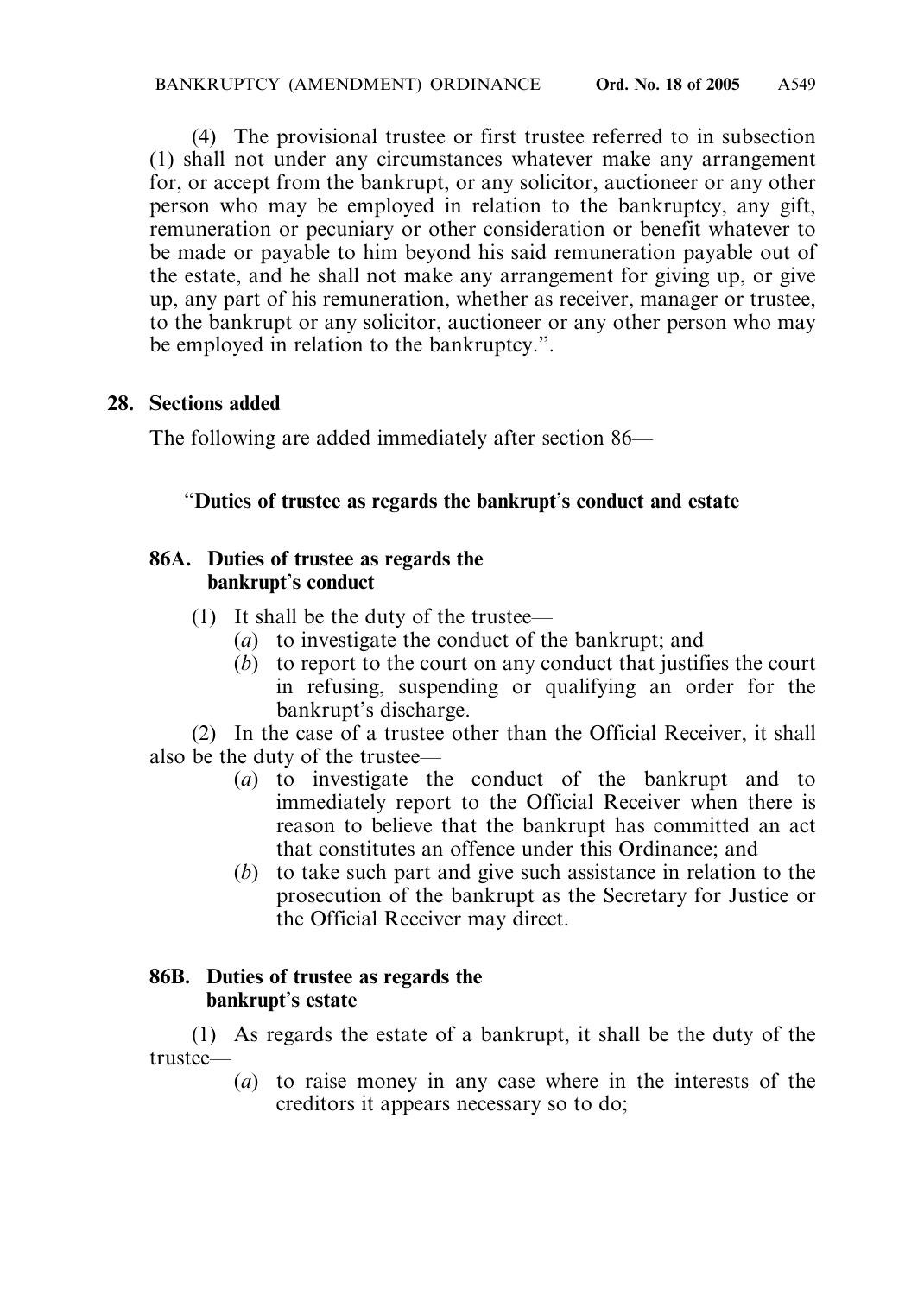(4) The provisional trustee or first trustee referred to in subsection (1) shall not under any circumstances whatever make any arrangement for, or accept from the bankrupt, or any solicitor, auctioneer or any other person who may be employed in relation to the bankruptcy, any gift, remuneration or pecuniary or other consideration or benefit whatever to be made or payable to him beyond his said remuneration payable out of the estate, and he shall not make any arrangement for giving up, or give up, any part of his remuneration, whether as receiver, manager or trustee, to the bankrupt or any solicitor, auctioneer or any other person who may be employed in relation to the bankruptcy.".

## 28. Sections added

The following are added immediately after section 86—

### "Duties of trustee as regards the bankrupt's conduct and estate

#### 86A. Duties of trustee as regards the bankrupt's conduct

(1) It shall be the duty of the trustee—

- (*a*) to investigate the conduct of the bankrupt; and
- (*b*) to report to the court on any conduct that justifies the court in refusing, suspending or qualifying an order for the bankrupt's discharge.

(2) In the case of a trustee other than the Official Receiver, it shall also be the duty of the trustee—

- (*a*) to investigate the conduct of the bankrupt and to immediately report to the Official Receiver when there is reason to believe that the bankrupt has committed an act that constitutes an offence under this Ordinance; and
- (*b*) to take such part and give such assistance in relation to the prosecution of the bankrupt as the Secretary for Justice or the Official Receiver may direct.

#### 86B. Duties of trustee as regards the bankrupt's estate

(1) As regards the estate of a bankrupt, it shall be the duty of the trustee—

- (*a*) to raise money in any case where in the interests of the creditors it appears necessary so to do;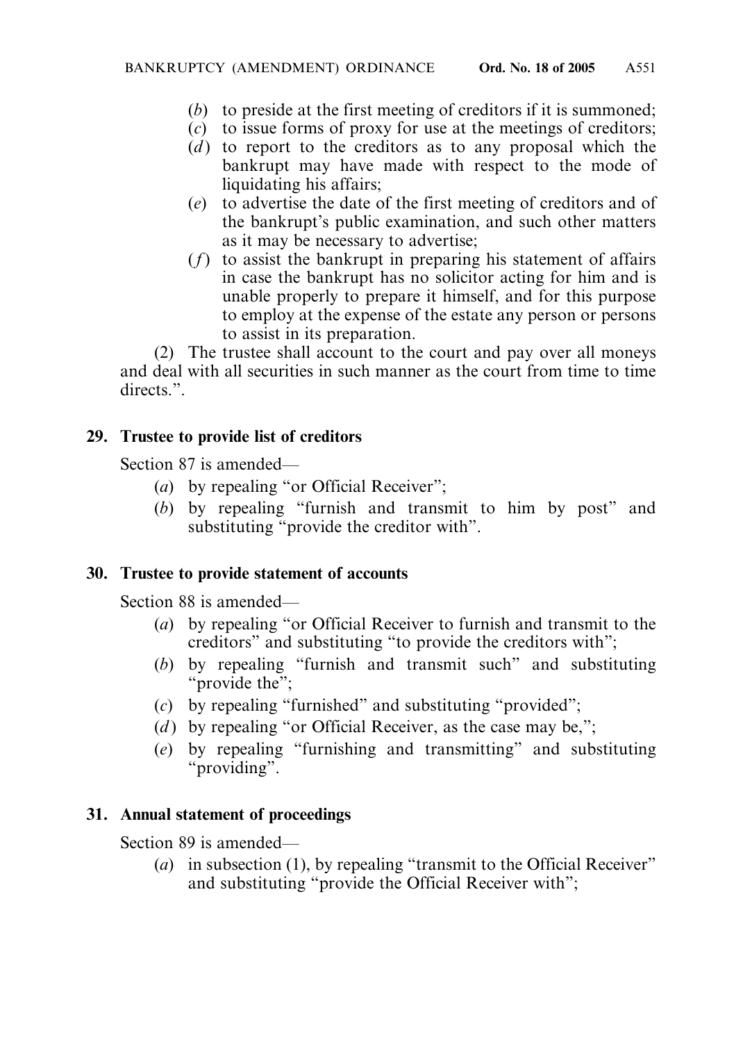(*b*) to preside at the first meeting of creditors if it is summoned;

(*c*) to issue forms of proxy for use at the meetings of creditors;

(*d*) to report to the creditors as to any proposal which the bankrupt may have made with respect to the mode of liquidating his affairs;

(*e*) to advertise the date of the first meeting of creditors and of the bankrupt's public examination, and such other matters as it may be necessary to advertise;

(*f*) to assist the bankrupt in preparing his statement of affairs in case the bankrupt has no solicitor acting for him and is unable properly to prepare it himself, and for this purpose to employ at the expense of the estate any person or persons to assist in its preparation.

(2) The trustee shall account to the court and pay over all moneys and deal with all securities in such manner as the court from time to time directs.".

**29. Trustee to provide list of creditors**

Section 87 is amended—

(*a*) by repealing "or Official Receiver";

(*b*) by repealing "furnish and transmit to him by post" and substituting "provide the creditor with".

**30. Trustee to provide statement of accounts**

Section 88 is amended—

(*a*) by repealing "or Official Receiver to furnish and transmit to the creditors" and substituting "to provide the creditors with";

(*b*) by repealing "furnish and transmit such" and substituting "provide the";

(*c*) by repealing "furnished" and substituting "provided";

(*d*) by repealing "or Official Receiver, as the case may be,";

(*e*) by repealing "furnishing and transmitting" and substituting "providing".

**31. Annual statement of proceedings**

Section 89 is amended—

(*a*) in subsection (1), by repealing "transmit to the Official Receiver" and substituting "provide the Official Receiver with";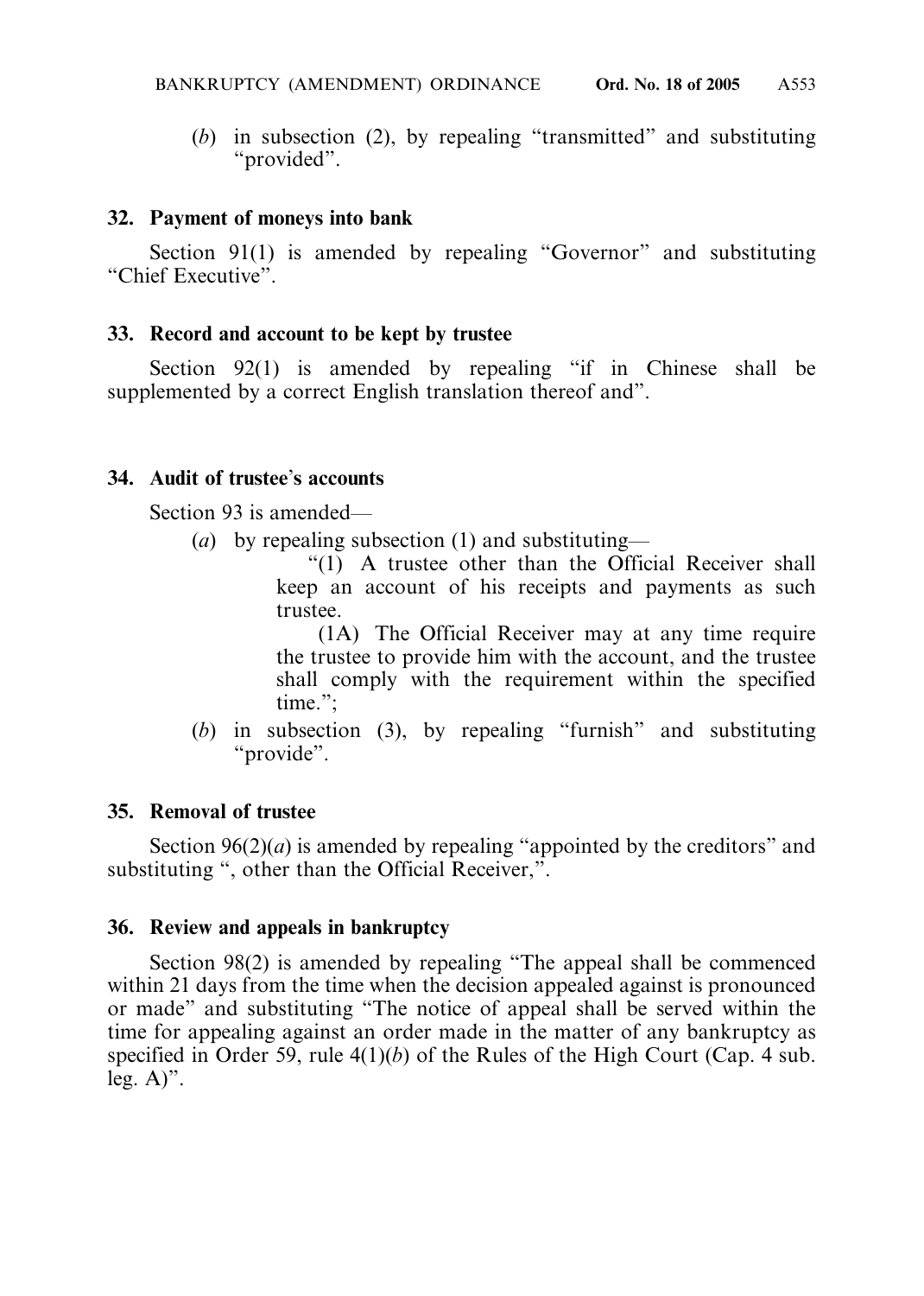(*b*) in subsection (2), by repealing "transmitted" and substituting "provided".

**32. Payment of moneys into bank**

Section 91(1) is amended by repealing "Governor" and substituting "Chief Executive".

**33. Record and account to be kept by trustee**

Section 92(1) is amended by repealing "if in Chinese shall be supplemented by a correct English translation thereof and".

**34. Audit of trustee's accounts**

Section 93 is amended—

(*a*) by repealing subsection (1) and substituting—

> "(1) A trustee other than the Official Receiver shall keep an account of his receipts and payments as such trustee.
>
> (1A) The Official Receiver may at any time require the trustee to provide him with the account, and the trustee shall comply with the requirement within the specified time.";

(*b*) in subsection (3), by repealing "furnish" and substituting "provide".

**35. Removal of trustee**

Section 96(2)(*a*) is amended by repealing "appointed by the creditors" and substituting ", other than the Official Receiver,".

**36. Review and appeals in bankruptcy**

Section 98(2) is amended by repealing "The appeal shall be commenced within 21 days from the time when the decision appealed against is pronounced or made" and substituting "The notice of appeal shall be served within the time for appealing against an order made in the matter of any bankruptcy as specified in Order 59, rule 4(1)(*b*) of the Rules of the High Court (Cap. 4 sub. leg. A)".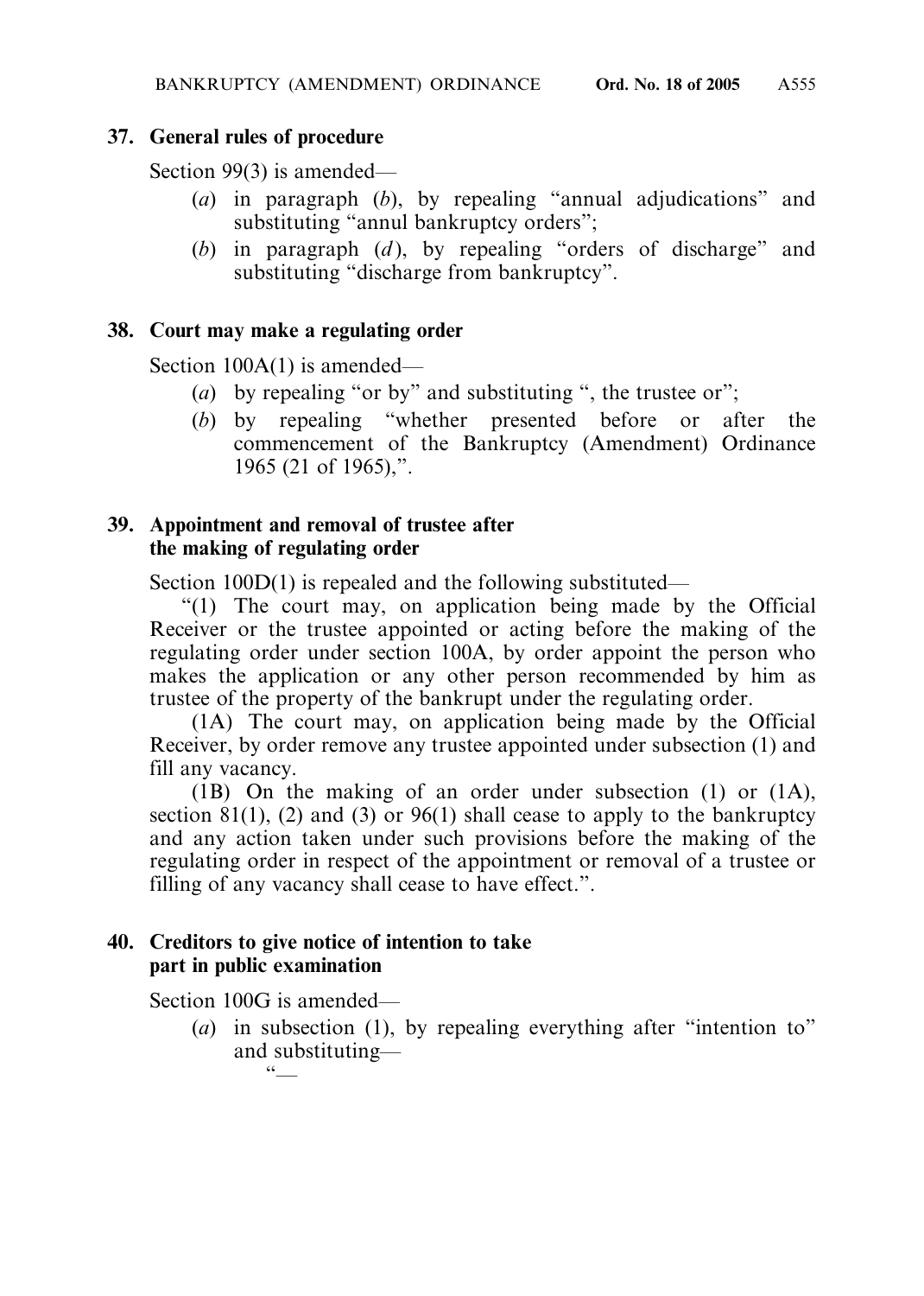**37. General rules of procedure**

Section 99(3) is amended—

(*a*) in paragraph (*b*), by repealing "annual adjudications" and substituting "annul bankruptcy orders";

(*b*) in paragraph (*d*), by repealing "orders of discharge" and substituting "discharge from bankruptcy".

**38. Court may make a regulating order**

Section 100A(1) is amended—

(*a*) by repealing "or by" and substituting ", the trustee or";

(*b*) by repealing "whether presented before or after the commencement of the Bankruptcy (Amendment) Ordinance 1965 (21 of 1965),".

**39. Appointment and removal of trustee after the making of regulating order**

Section 100D(1) is repealed and the following substituted—

"(1) The court may, on application being made by the Official Receiver or the trustee appointed or acting before the making of the regulating order under section 100A, by order appoint the person who makes the application or any other person recommended by him as trustee of the property of the bankrupt under the regulating order.

(1A) The court may, on application being made by the Official Receiver, by order remove any trustee appointed under subsection (1) and fill any vacancy.

(1B) On the making of an order under subsection (1) or (1A), section 81(1), (2) and (3) or 96(1) shall cease to apply to the bankruptcy and any action taken under such provisions before the making of the regulating order in respect of the appointment or removal of a trustee or filling of any vacancy shall cease to have effect.".

**40. Creditors to give notice of intention to take part in public examination**

Section 100G is amended—

(*a*) in subsection (1), by repealing everything after "intention to" and substituting—

"—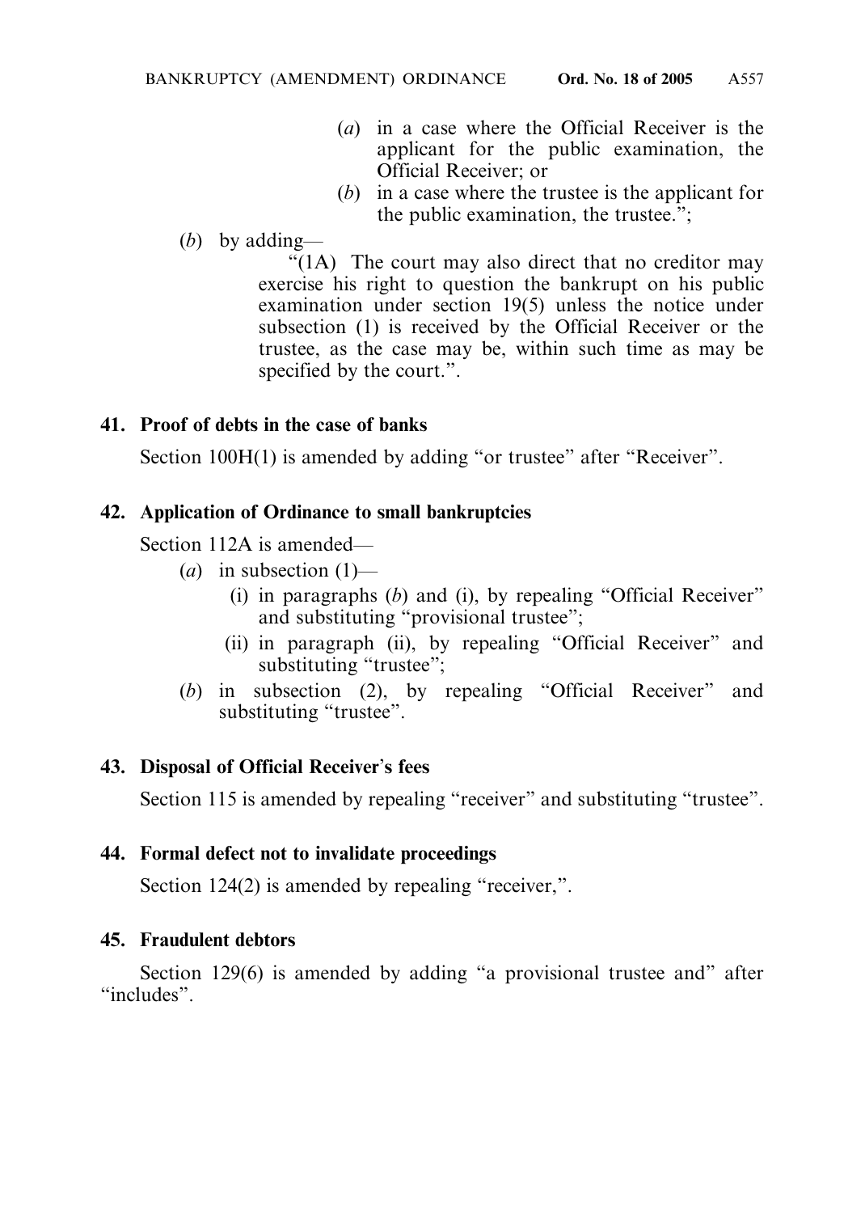(*a*) in a case where the Official Receiver is the applicant for the public examination, the Official Receiver; or

(*b*) in a case where the trustee is the applicant for the public examination, the trustee.";

(*b*) by adding—

"(1A) The court may also direct that no creditor may exercise his right to question the bankrupt on his public examination under section 19(5) unless the notice under subsection (1) is received by the Official Receiver or the trustee, as the case may be, within such time as may be specified by the court.".

**41. Proof of debts in the case of banks**

Section 100H(1) is amended by adding "or trustee" after "Receiver".

**42. Application of Ordinance to small bankruptcies**

Section 112A is amended—

(*a*) in subsection (1)—

(i) in paragraphs (*b*) and (i), by repealing "Official Receiver" and substituting "provisional trustee";

(ii) in paragraph (ii), by repealing "Official Receiver" and substituting "trustee";

(*b*) in subsection (2), by repealing "Official Receiver" and substituting "trustee".

**43. Disposal of Official Receiver's fees**

Section 115 is amended by repealing "receiver" and substituting "trustee".

**44. Formal defect not to invalidate proceedings**

Section 124(2) is amended by repealing "receiver,".

**45. Fraudulent debtors**

Section 129(6) is amended by adding "a provisional trustee and" after "includes".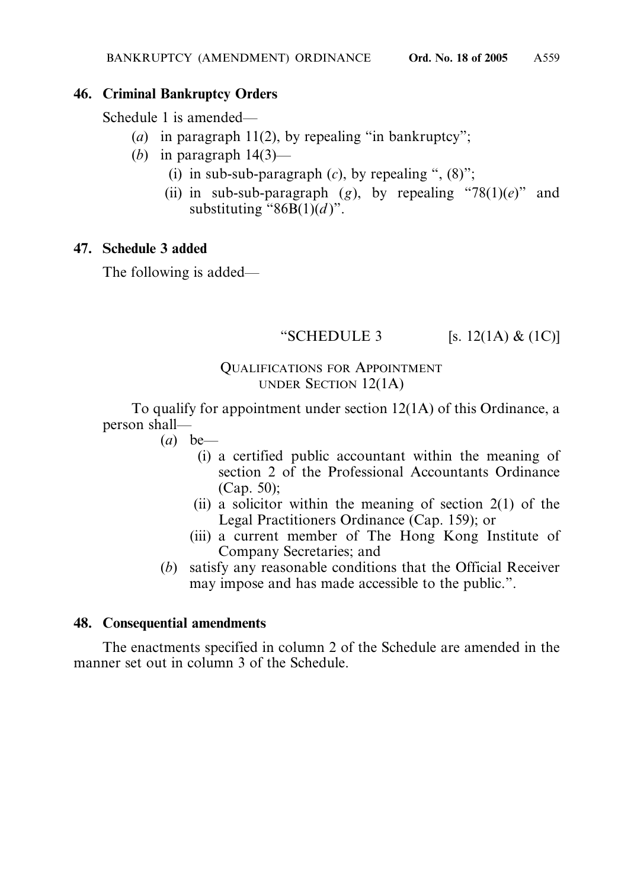### 46. Criminal Bankruptcy Orders

Schedule 1 is amended—

(*a*) in paragraph 11(2), by repealing "in bankruptcy";

(*b*) in paragraph 14(3)—

(i) in sub-sub-paragraph (*c*), by repealing ", (8)";

(ii) in sub-sub-paragraph (*g*), by repealing "78(1)(*e*)" and substituting "86B(1)(*d*)".

### 47. Schedule 3 added

The following is added—

"SCHEDULE 3 [s. 12(1A) & (1C)]

QUALIFICATIONS FOR APPOINTMENT UNDER SECTION 12(1A)

To qualify for appointment under section 12(1A) of this Ordinance, a person shall—

(*a*) be—

(i) a certified public accountant within the meaning of section 2 of the Professional Accountants Ordinance (Cap. 50);

(ii) a solicitor within the meaning of section 2(1) of the Legal Practitioners Ordinance (Cap. 159); or

(iii) a current member of The Hong Kong Institute of Company Secretaries; and

(*b*) satisfy any reasonable conditions that the Official Receiver may impose and has made accessible to the public.".

### 48. Consequential amendments

The enactments specified in column 2 of the Schedule are amended in the manner set out in column 3 of the Schedule.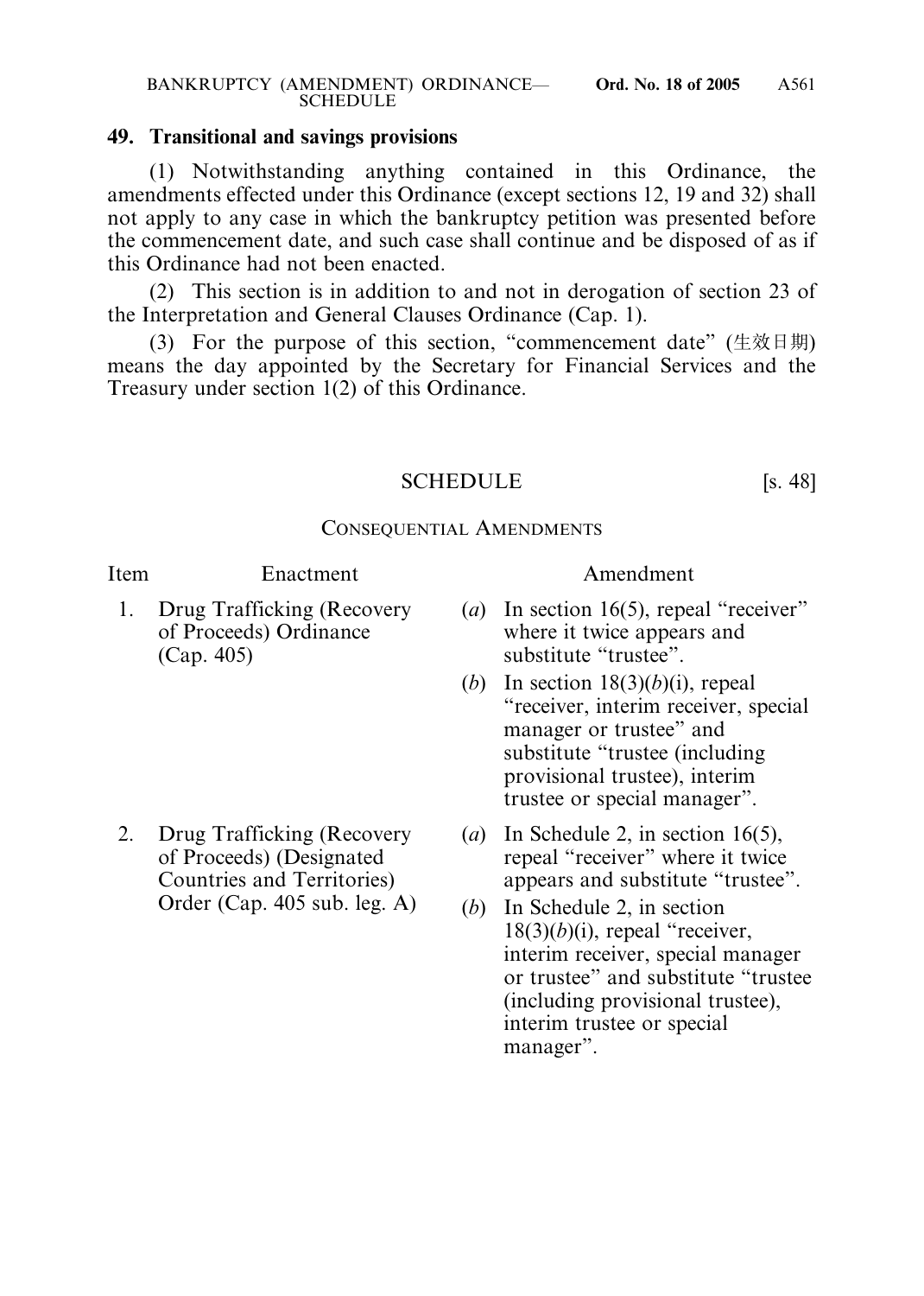## 49. Transitional and savings provisions

(1) Notwithstanding anything contained in this Ordinance, the amendments effected under this Ordinance (except sections 12, 19 and 32) shall not apply to any case in which the bankruptcy petition was presented before the commencement date, and such case shall continue and be disposed of as if this Ordinance had not been enacted.

(2) This section is in addition to and not in derogation of section 23 of the Interpretation and General Clauses Ordinance (Cap. 1).

(3) For the purpose of this section, "commencement date" (生效日期) means the day appointed by the Secretary for Financial Services and the Treasury under section 1(2) of this Ordinance.

## SCHEDULE [s. 48]

### CONSEQUENTIAL AMENDMENTS

| Item | Enactment | Amendment |
|---|---|---|
| 1. | Drug Trafficking (Recovery of Proceeds) Ordinance (Cap. 405) | (*a*) In section 16(5), repeal "receiver" where it twice appears and substitute "trustee". |
| | | (*b*) In section 18(3)(*b*)(i), repeal "receiver, interim receiver, special manager or trustee" and substitute "trustee (including provisional trustee), interim trustee or special manager". |
| 2. | Drug Trafficking (Recovery of Proceeds) (Designated Countries and Territories) Order (Cap. 405 sub. leg. A) | (*a*) In Schedule 2, in section 16(5), repeal "receiver" where it twice appears and substitute "trustee". |
| | | (*b*) In Schedule 2, in section 18(3)(*b*)(i), repeal "receiver, interim receiver, special manager or trustee" and substitute "trustee (including provisional trustee), interim trustee or special manager". |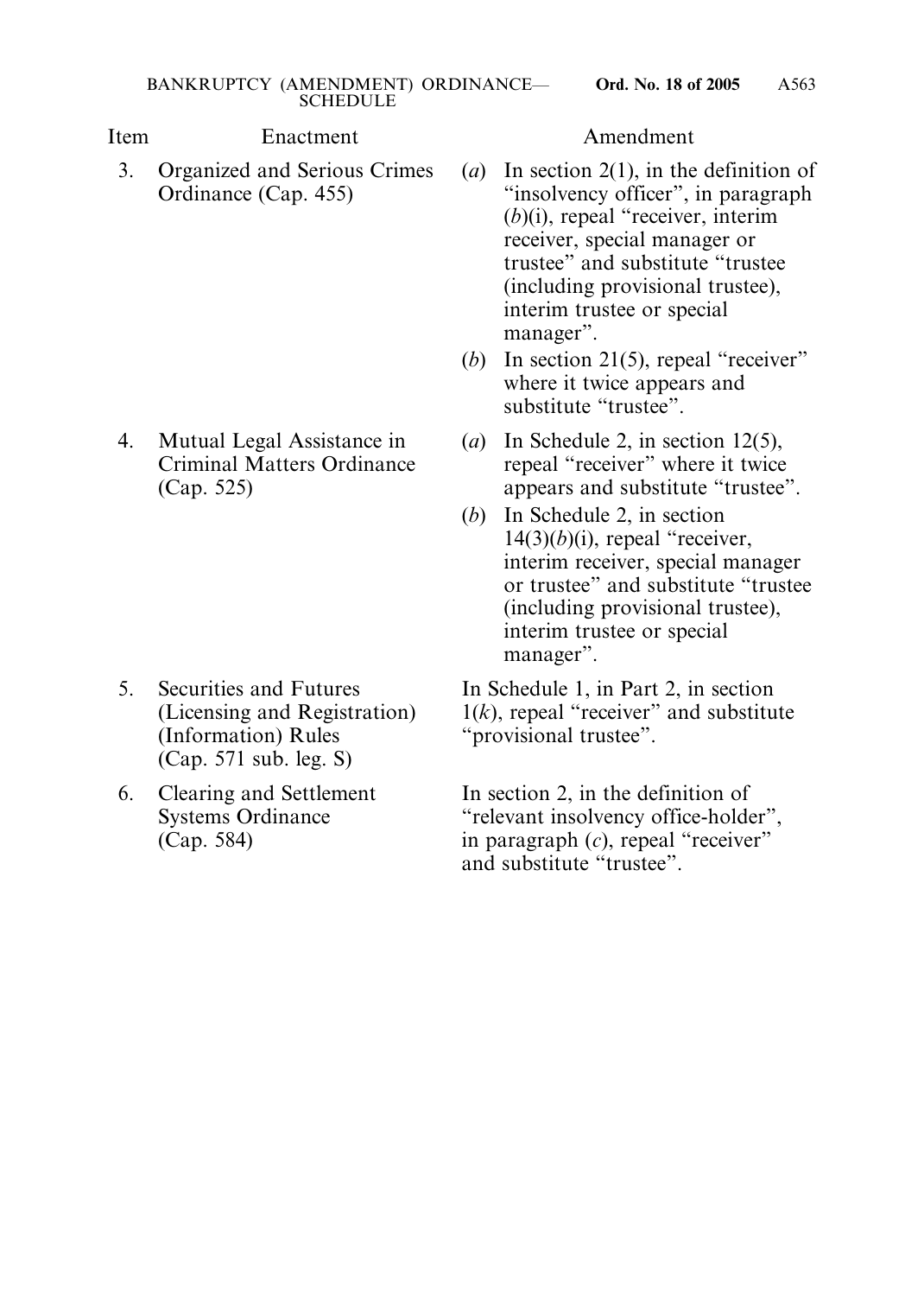| Item | Enactment | Amendment |
|---|---|---|
| 3. | Organized and Serious Crimes Ordinance (Cap. 455) | (*a*) In section 2(1), in the definition of "insolvency officer", in paragraph (*b*)(i), repeal "receiver, interim receiver, special manager or trustee" and substitute "trustee (including provisional trustee), interim trustee or special manager". (*b*) In section 21(5), repeal "receiver" where it twice appears and substitute "trustee". |
| 4. | Mutual Legal Assistance in Criminal Matters Ordinance (Cap. 525) | (*a*) In Schedule 2, in section 12(5), repeal "receiver" where it twice appears and substitute "trustee". (*b*) In Schedule 2, in section 14(3)(*b*)(i), repeal "receiver, interim receiver, special manager or trustee" and substitute "trustee (including provisional trustee), interim trustee or special manager". |
| 5. | Securities and Futures (Licensing and Registration) (Information) Rules (Cap. 571 sub. leg. S) | In Schedule 1, in Part 2, in section 1(*k*), repeal "receiver" and substitute "provisional trustee". |
| 6. | Clearing and Settlement Systems Ordinance (Cap. 584) | In section 2, in the definition of "relevant insolvency office-holder", in paragraph (*c*), repeal "receiver" and substitute "trustee". |